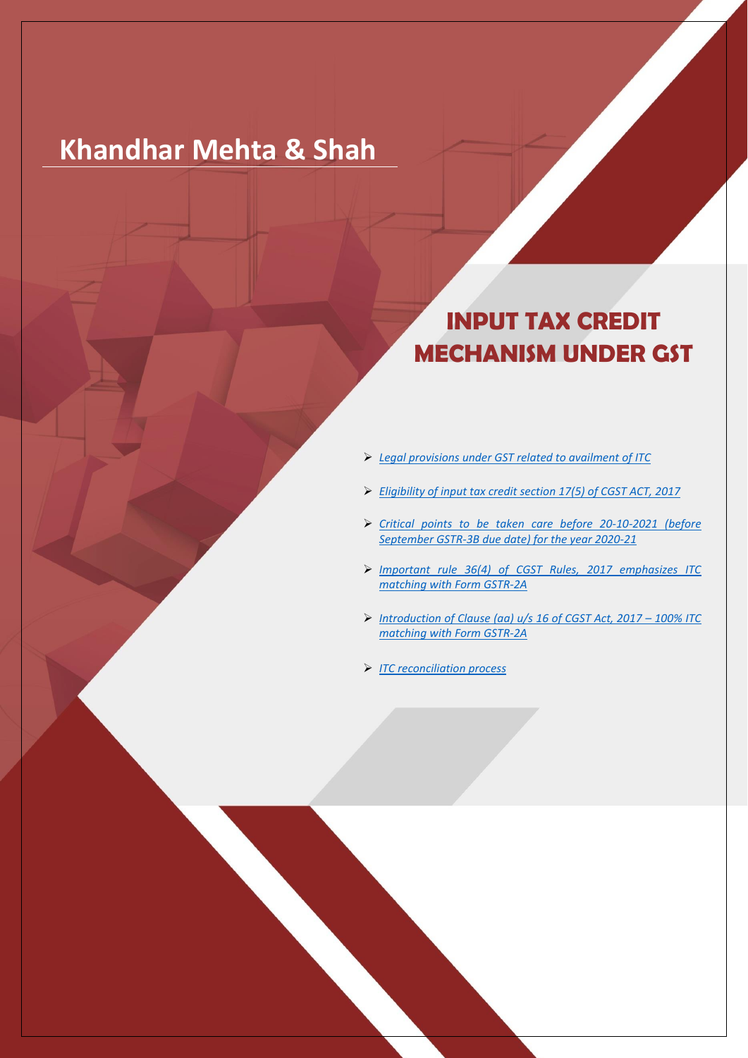# Khandhar Mehta & Shah

## INPUT TAX CREDIT MECHANISM UNDER GST

- *Legal provisions under GST related to availment of ITC*
- *Eligibility of input tax credit section 17(5) of CGST ACT, 2017*
- *Critical points to be taken care before 20-10-2021 (before September GSTR-3B due date) for the year 2020-21*
- *Important rule 36(4) of CGST Rules, 2017 emphasizes ITC matching with Form GSTR-2A*
- *Introduction of Clause (aa) u/s 16 of CGST Act, 2017 – 100% ITC matching with Form GSTR-2A*
- *ITC reconciliation process*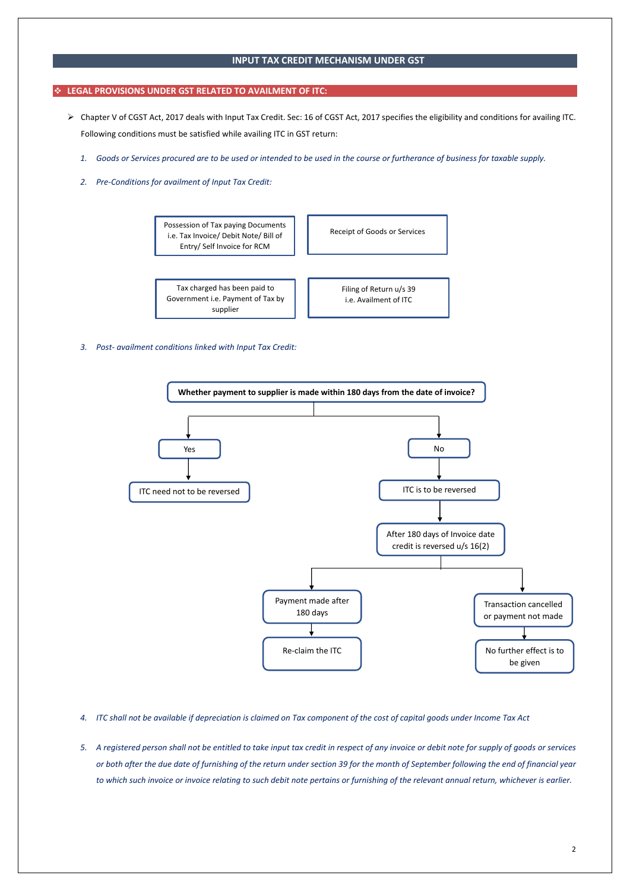# INPUT TAX CREDIT MECHANISM UNDER GST

## ❖ LEGAL PROVISIONS UNDER GST RELATED TO AVAILMENT OF ITC:

➢ Chapter V of CGST Act, 2017 deals with Input Tax Credit. Sec: 16 of CGST Act, 2017 specifies the eligibility and conditions for availing ITC. Following conditions must be satisfied while availing ITC in GST return:

1. *Goods or Services procured are to be used or intended to be used in the course or furtherance of business for taxable supply.*

2. *Pre-Conditions for availment of Input Tax Credit:*

| | |
|---|---|
| Possession of Tax paying Documents i.e. Tax Invoice/ Debit Note/ Bill of Entry/ Self Invoice for RCM | Receipt of Goods or Services |
| Tax charged has been paid to Government i.e. Payment of Tax by supplier | Filing of Return u/s 39 i.e. Availment of ITC |

3. *Post- availment conditions linked with Input Tax Credit:*

**Whether payment to supplier is made within 180 days from the date of invoice?**

- Yes → ITC need not to be reversed
- No → ITC is to be reversed → After 180 days of Invoice date credit is reversed u/s 16(2)
  - Payment made after 180 days → Re-claim the ITC
  - Transaction cancelled or payment not made → No further effect is to be given

4. *ITC shall not be available if depreciation is claimed on Tax component of the cost of capital goods under Income Tax Act*

5. *A registered person shall not be entitled to take input tax credit in respect of any invoice or debit note for supply of goods or services or both after the due date of furnishing of the return under section 39 for the month of September following the end of financial year to which such invoice or invoice relating to such debit note pertains or furnishing of the relevant annual return, whichever is earlier.*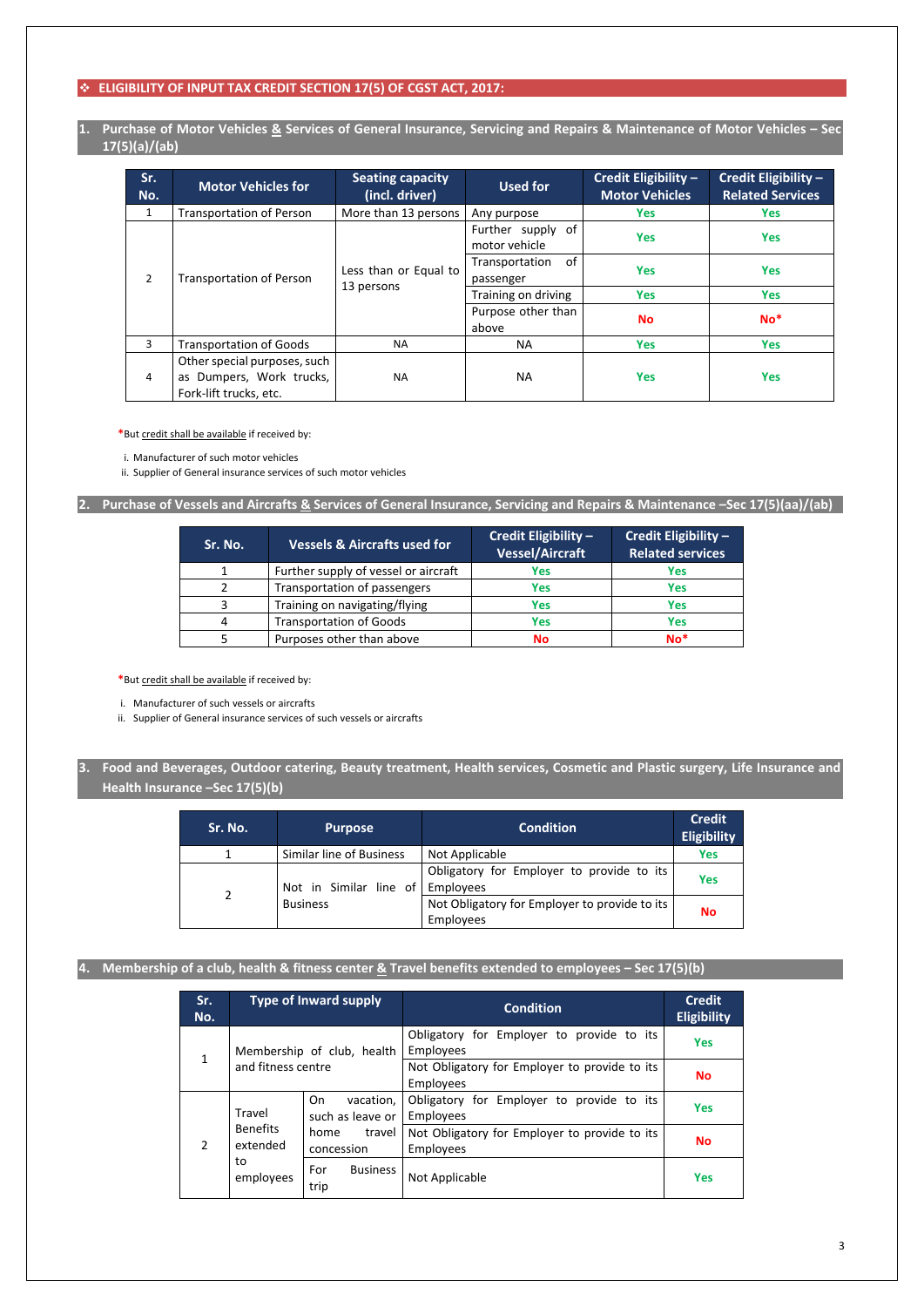## ❖ ELIGIBILITY OF INPUT TAX CREDIT SECTION 17(5) OF CGST ACT, 2017:

### 1. Purchase of Motor Vehicles & Services of General Insurance, Servicing and Repairs & Maintenance of Motor Vehicles – Sec 17(5)(a)/(ab)

| Sr. No. | Motor Vehicles for | Seating capacity (incl. driver) | Used for | Credit Eligibility – Motor Vehicles | Credit Eligibility – Related Services |
|---|---|---|---|---|---|
| 1 | Transportation of Person | More than 13 persons | Any purpose | Yes | Yes |
| 2 | Transportation of Person | Less than or Equal to 13 persons | Further supply of motor vehicle | Yes | Yes |
| | | | Transportation of passenger | Yes | Yes |
| | | | Training on driving | Yes | Yes |
| | | | Purpose other than above | No | No* |
| 3 | Transportation of Goods | NA | NA | Yes | Yes |
| 4 | Other special purposes, such as Dumpers, Work trucks, Fork-lift trucks, etc. | NA | NA | Yes | Yes |

*But credit shall be available if received by:

i. Manufacturer of such motor vehicles
ii. Supplier of General insurance services of such motor vehicles

### 2. Purchase of Vessels and Aircrafts & Services of General Insurance, Servicing and Repairs & Maintenance –Sec 17(5)(aa)/(ab)

| Sr. No. | Vessels & Aircrafts used for | Credit Eligibility – Vessel/Aircraft | Credit Eligibility – Related services |
|---|---|---|---|
| 1 | Further supply of vessel or aircraft | Yes | Yes |
| 2 | Transportation of passengers | Yes | Yes |
| 3 | Training on navigating/flying | Yes | Yes |
| 4 | Transportation of Goods | Yes | Yes |
| 5 | Purposes other than above | No | No* |

*But credit shall be available if received by:

i. Manufacturer of such vessels or aircrafts
ii. Supplier of General insurance services of such vessels or aircrafts

### 3. Food and Beverages, Outdoor catering, Beauty treatment, Health services, Cosmetic and Plastic surgery, Life Insurance and Health Insurance –Sec 17(5)(b)

| Sr. No. | Purpose | Condition | Credit Eligibility |
|---|---|---|---|
| 1 | Similar line of Business | Not Applicable | Yes |
| 2 | Not in Similar line of Business | Obligatory for Employer to provide to its Employees | Yes |
| | | Not Obligatory for Employer to provide to its Employees | No |

### 4. Membership of a club, health & fitness center & Travel benefits extended to employees – Sec 17(5)(b)

| Sr. No. | Type of Inward supply | | Condition | Credit Eligibility |
|---|---|---|---|---|
| 1 | Membership of club, health and fitness centre | | Obligatory for Employer to provide to its Employees | Yes |
| | | | Not Obligatory for Employer to provide to its Employees | No |
| 2 | Travel Benefits extended to employees | On vacation, such as leave or home travel concession | Obligatory for Employer to provide to its Employees | Yes |
| | | | Not Obligatory for Employer to provide to its Employees | No |
| | | For Business trip | Not Applicable | Yes |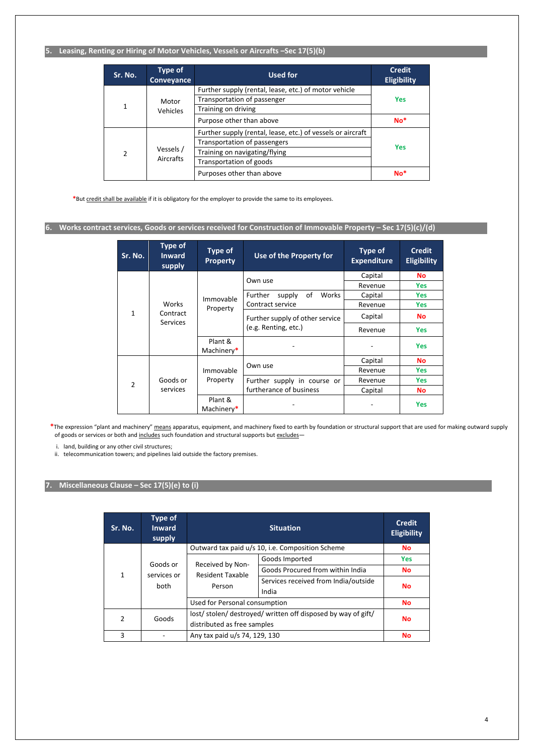## 5. Leasing, Renting or Hiring of Motor Vehicles, Vessels or Aircrafts –Sec 17(5)(b)

| Sr. No. | Type of Conveyance | Used for | Credit Eligibility |
|---|---|---|---|
| 1 | Motor Vehicles | Further supply (rental, lease, etc.) of motor vehicle | Yes |
| | | Transportation of passenger | |
| | | Training on driving | |
| | | Purpose other than above | No* |
| 2 | Vessels / Aircrafts | Further supply (rental, lease, etc.) of vessels or aircraft | Yes |
| | | Transportation of passengers | |
| | | Training on navigating/flying | |
| | | Transportation of goods | |
| | | Purposes other than above | No* |

*But credit shall be available if it is obligatory for the employer to provide the same to its employees.

## 6. Works contract services, Goods or services received for Construction of Immovable Property – Sec 17(5)(c)/(d)

| Sr. No. | Type of Inward supply | Type of Property | Use of the Property for | Type of Expenditure | Credit Eligibility |
|---|---|---|---|---|---|
| 1 | Works Contract Services | Immovable Property | Own use | Capital | No |
| | | | | Revenue | Yes |
| | | | Further supply of Works Contract service | Capital | Yes |
| | | | | Revenue | Yes |
| | | | Further supply of other service (e.g. Renting, etc.) | Capital | No |
| | | | | Revenue | Yes |
| | | Plant & Machinery* | - | - | Yes |
| 2 | Goods or services | Immovable Property | Own use | Capital | No |
| | | | | Revenue | Yes |
| | | | Further supply in course or furtherance of business | Revenue | Yes |
| | | | | Capital | No |
| | | Plant & Machinery* | - | - | Yes |

*The expression "plant and machinery" means apparatus, equipment, and machinery fixed to earth by foundation or structural support that are used for making outward supply of goods or services or both and includes such foundation and structural supports but excludes—

i. land, building or any other civil structures;
ii. telecommunication towers; and pipelines laid outside the factory premises.

## 7. Miscellaneous Clause – Sec 17(5)(e) to (i)

| Sr. No. | Type of Inward supply | Situation | | Credit Eligibility |
|---|---|---|---|---|
| 1 | Goods or services or both | Outward tax paid u/s 10, i.e. Composition Scheme | | No |
| | | Received by Non-Resident Taxable Person | Goods Imported | Yes |
| | | | Goods Procured from within India | No |
| | | | Services received from India/outside India | No |
| | | Used for Personal consumption | | No |
| 2 | Goods | lost/ stolen/ destroyed/ written off disposed by way of gift/ distributed as free samples | | No |
| 3 | - | Any tax paid u/s 74, 129, 130 | | No |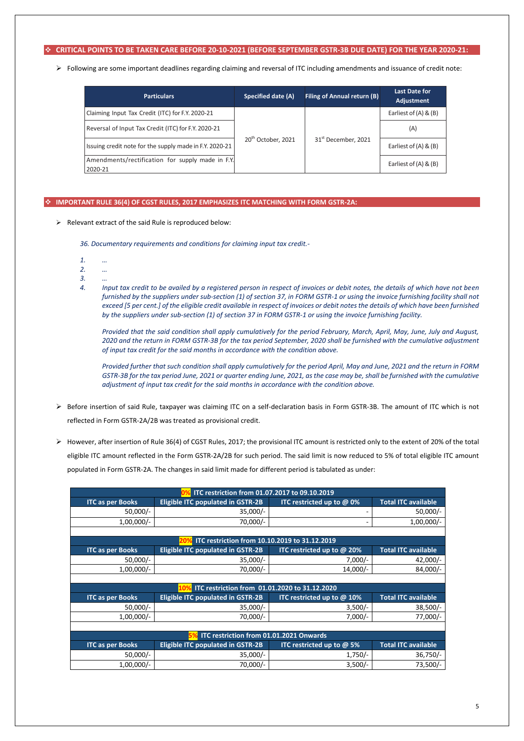## ❖ CRITICAL POINTS TO BE TAKEN CARE BEFORE 20-10-2021 (BEFORE SEPTEMBER GSTR-3B DUE DATE) FOR THE YEAR 2020-21:

- Following are some important deadlines regarding claiming and reversal of ITC including amendments and issuance of credit note:

| Particulars | Specified date (A) | Filing of Annual return (B) | Last Date for Adjustment |
|---|---|---|---|
| Claiming Input Tax Credit (ITC) for F.Y. 2020-21 | 20th October, 2021 | 31st December, 2021 | Earliest of (A) & (B) |
| Reversal of Input Tax Credit (ITC) for F.Y. 2020-21 | | | (A) |
| Issuing credit note for the supply made in F.Y. 2020-21 | | | Earliest of (A) & (B) |
| Amendments/rectification for supply made in F.Y. 2020-21 | | | Earliest of (A) & (B) |

## ❖ IMPORTANT RULE 36(4) OF CGST RULES, 2017 EMPHASIZES ITC MATCHING WITH FORM GSTR-2A:

- Relevant extract of the said Rule is reproduced below:

*36. Documentary requirements and conditions for claiming input tax credit.-*

1. *…*
2. *…*
3. *…*
4. *Input tax credit to be availed by a registered person in respect of invoices or debit notes, the details of which have not been furnished by the suppliers under sub-section (1) of section 37, in FORM GSTR-1 or using the invoice furnishing facility shall not exceed [5 per cent.] of the eligible credit available in respect of invoices or debit notes the details of which have been furnished by the suppliers under sub-section (1) of section 37 in FORM GSTR-1 or using the invoice furnishing facility.*

   *Provided that the said condition shall apply cumulatively for the period February, March, April, May, June, July and August, 2020 and the return in FORM GSTR-3B for the tax period September, 2020 shall be furnished with the cumulative adjustment of input tax credit for the said months in accordance with the condition above.*

   *Provided further that such condition shall apply cumulatively for the period April, May and June, 2021 and the return in FORM GSTR-3B for the tax period June, 2021 or quarter ending June, 2021, as the case may be, shall be furnished with the cumulative adjustment of input tax credit for the said months in accordance with the condition above.*

- Before insertion of said Rule, taxpayer was claiming ITC on a self-declaration basis in Form GSTR-3B. The amount of ITC which is not reflected in Form GSTR-2A/2B was treated as provisional credit.

- However, after insertion of Rule 36(4) of CGST Rules, 2017; the provisional ITC amount is restricted only to the extent of 20% of the total eligible ITC amount reflected in the Form GSTR-2A/2B for such period. The said limit is now reduced to 5% of total eligible ITC amount populated in Form GSTR-2A. The changes in said limit made for different period is tabulated as under:

| 0% ITC restriction from 01.07.2017 to 09.10.2019 | | | |
|---|---|---|---|
| ITC as per Books | Eligible ITC populated in GSTR-2B | ITC restricted up to @ 0% | Total ITC available |
| 50,000/- | 35,000/- | - | 50,000/- |
| 1,00,000/- | 70,000/- | - | 1,00,000/- |

| 20% ITC restriction from 10.10.2019 to 31.12.2019 | | | |
|---|---|---|---|
| ITC as per Books | Eligible ITC populated in GSTR-2B | ITC restricted up to @ 20% | Total ITC available |
| 50,000/- | 35,000/- | 7,000/- | 42,000/- |
| 1,00,000/- | 70,000/- | 14,000/- | 84,000/- |

| 10% ITC restriction from 01.01.2020 to 31.12.2020 | | | |
|---|---|---|---|
| ITC as per Books | Eligible ITC populated in GSTR-2B | ITC restricted up to @ 10% | Total ITC available |
| 50,000/- | 35,000/- | 3,500/- | 38,500/- |
| 1,00,000/- | 70,000/- | 7,000/- | 77,000/- |

| 5% ITC restriction from 01.01.2021 Onwards | | | |
|---|---|---|---|
| ITC as per Books | Eligible ITC populated in GSTR-2B | ITC restricted up to @ 5% | Total ITC available |
| 50,000/- | 35,000/- | 1,750/- | 36,750/- |
| 1,00,000/- | 70,000/- | 3,500/- | 73,500/- |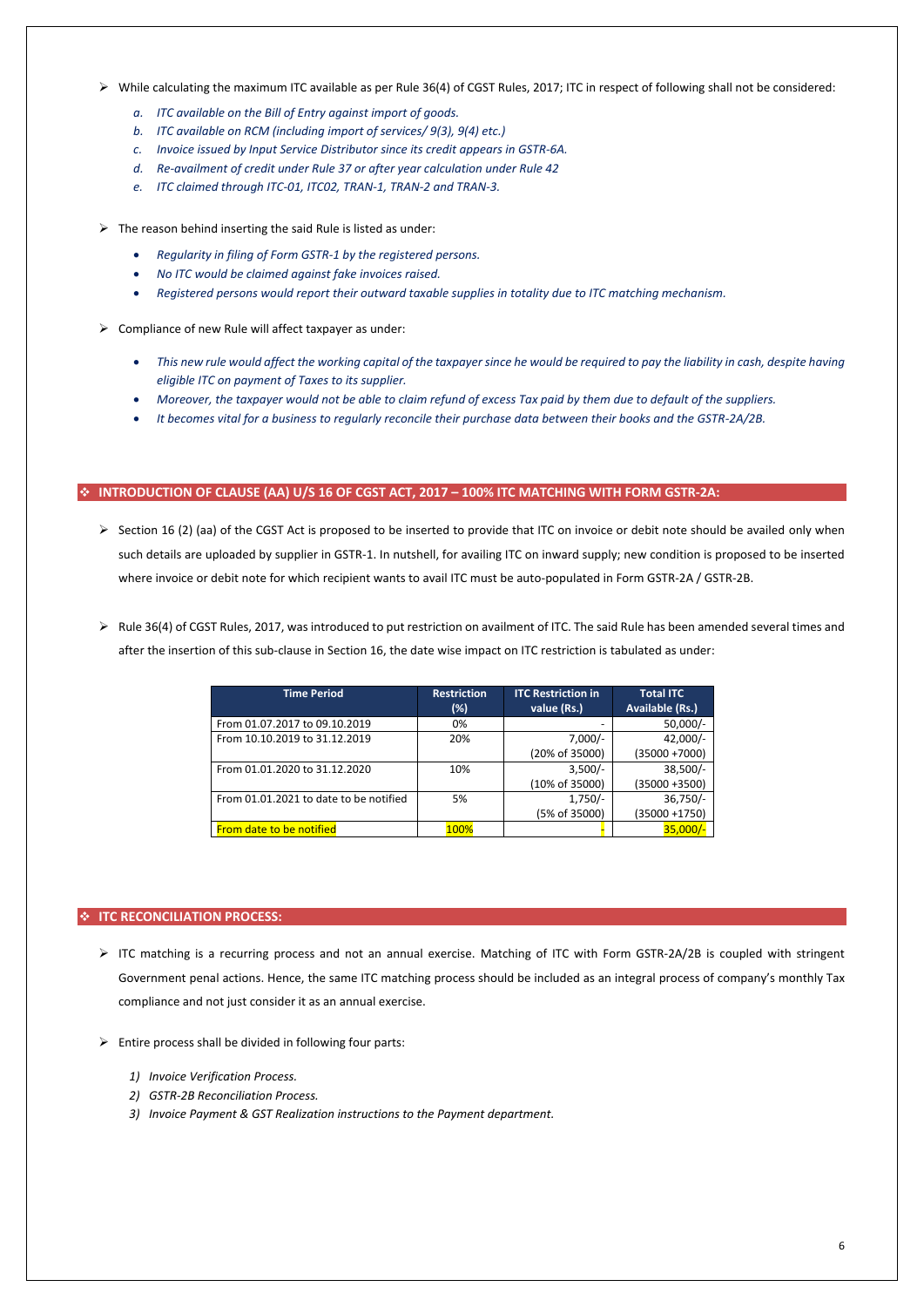- While calculating the maximum ITC available as per Rule 36(4) of CGST Rules, 2017; ITC in respect of following shall not be considered:
    a. *ITC available on the Bill of Entry against import of goods.*
    b. *ITC available on RCM (including import of services/ 9(3), 9(4) etc.)*
    c. *Invoice issued by Input Service Distributor since its credit appears in GSTR-6A.*
    d. *Re-availment of credit under Rule 37 or after year calculation under Rule 42*
    e. *ITC claimed through ITC-01, ITC02, TRAN-1, TRAN-2 and TRAN-3.*

- The reason behind inserting the said Rule is listed as under:
    - *Regularity in filing of Form GSTR-1 by the registered persons.*
    - *No ITC would be claimed against fake invoices raised.*
    - *Registered persons would report their outward taxable supplies in totality due to ITC matching mechanism.*

- Compliance of new Rule will affect taxpayer as under:
    - *This new rule would affect the working capital of the taxpayer since he would be required to pay the liability in cash, despite having eligible ITC on payment of Taxes to its supplier.*
    - *Moreover, the taxpayer would not be able to claim refund of excess Tax paid by them due to default of the suppliers.*
    - *It becomes vital for a business to regularly reconcile their purchase data between their books and the GSTR-2A/2B.*

## INTRODUCTION OF CLAUSE (AA) U/S 16 OF CGST ACT, 2017 – 100% ITC MATCHING WITH FORM GSTR-2A:

- Section 16 (2) (aa) of the CGST Act is proposed to be inserted to provide that ITC on invoice or debit note should be availed only when such details are uploaded by supplier in GSTR-1. In nutshell, for availing ITC on inward supply; new condition is proposed to be inserted where invoice or debit note for which recipient wants to avail ITC must be auto-populated in Form GSTR-2A / GSTR-2B.

- Rule 36(4) of CGST Rules, 2017, was introduced to put restriction on availment of ITC. The said Rule has been amended several times and after the insertion of this sub-clause in Section 16, the date wise impact on ITC restriction is tabulated as under:

| Time Period | Restriction (%) | ITC Restriction in value (Rs.) | Total ITC Available (Rs.) |
|---|---|---|---|
| From 01.07.2017 to 09.10.2019 | 0% | - | 50,000/- |
| From 10.10.2019 to 31.12.2019 | 20% | 7,000/- (20% of 35000) | 42,000/- (35000 +7000) |
| From 01.01.2020 to 31.12.2020 | 10% | 3,500/- (10% of 35000) | 38,500/- (35000 +3500) |
| From 01.01.2021 to date to be notified | 5% | 1,750/- (5% of 35000) | 36,750/- (35000 +1750) |
| From date to be notified | 100% | - | 35,000/- |

## ITC RECONCILIATION PROCESS:

- ITC matching is a recurring process and not an annual exercise. Matching of ITC with Form GSTR-2A/2B is coupled with stringent Government penal actions. Hence, the same ITC matching process should be included as an integral process of company's monthly Tax compliance and not just consider it as an annual exercise.

- Entire process shall be divided in following four parts:
    1) *Invoice Verification Process.*
    2) *GSTR-2B Reconciliation Process.*
    3) *Invoice Payment & GST Realization instructions to the Payment department.*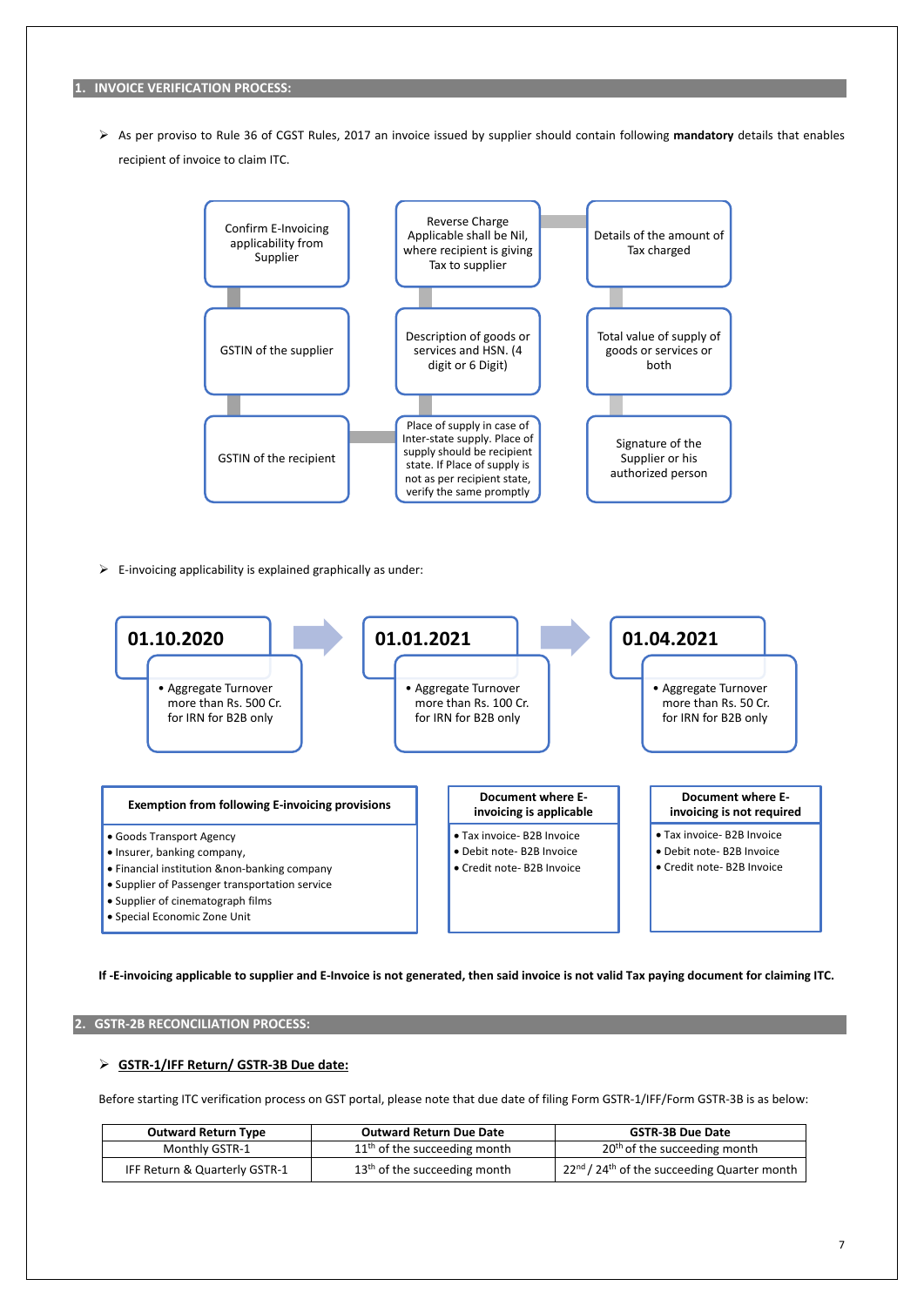## 1. INVOICE VERIFICATION PROCESS:

- As per proviso to Rule 36 of CGST Rules, 2017 an invoice issued by supplier should contain following **mandatory** details that enables recipient of invoice to claim ITC.

- Confirm E-Invoicing applicability from Supplier
- GSTIN of the supplier
- GSTIN of the recipient
- Place of supply in case of Inter-state supply. Place of supply should be recipient state. If Place of supply is not as per recipient state, verify the same promptly
- Description of goods or services and HSN. (4 digit or 6 Digit)
- Reverse Charge Applicable shall be Nil, where recipient is giving Tax to supplier
- Details of the amount of Tax charged
- Total value of supply of goods or services or both
- Signature of the Supplier or his authorized person

- E-invoicing applicability is explained graphically as under:

**01.10.2020**
- Aggregate Turnover more than Rs. 500 Cr. for IRN for B2B only

**01.01.2021**
- Aggregate Turnover more than Rs. 100 Cr. for IRN for B2B only

**01.04.2021**
- Aggregate Turnover more than Rs. 50 Cr. for IRN for B2B only

**Exemption from following E-invoicing provisions**
- Goods Transport Agency
- Insurer, banking company,
- Financial institution &non-banking company
- Supplier of Passenger transportation service
- Supplier of cinematograph films
- Special Economic Zone Unit

**Document where E-invoicing is applicable**
- Tax invoice- B2B Invoice
- Debit note- B2B Invoice
- Credit note- B2B Invoice

**Document where E-invoicing is not required**
- Tax invoice- B2B Invoice
- Debit note- B2B Invoice
- Credit note- B2B Invoice

**If -E-invoicing applicable to supplier and E-Invoice is not generated, then said invoice is not valid Tax paying document for claiming ITC.**

## 2. GSTR-2B RECONCILIATION PROCESS:

- **GSTR-1/IFF Return/ GSTR-3B Due date:**

Before starting ITC verification process on GST portal, please note that due date of filing Form GSTR-1/IFF/Form GSTR-3B is as below:

| Outward Return Type | Outward Return Due Date | GSTR-3B Due Date |
|---|---|---|
| Monthly GSTR-1 | 11th of the succeeding month | 20th of the succeeding month |
| IFF Return & Quarterly GSTR-1 | 13th of the succeeding month | 22nd / 24th of the succeeding Quarter month |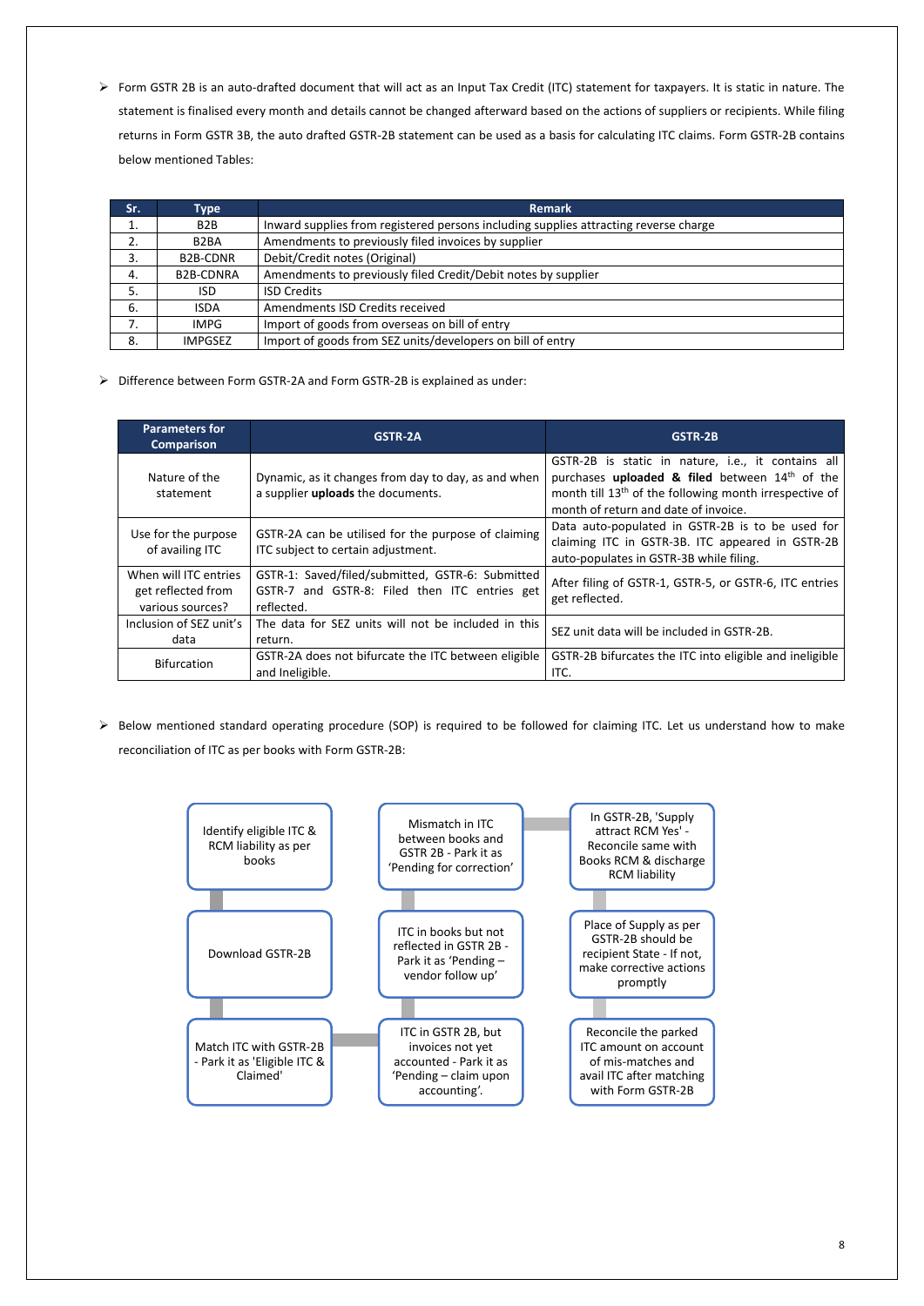- Form GSTR 2B is an auto-drafted document that will act as an Input Tax Credit (ITC) statement for taxpayers. It is static in nature. The statement is finalised every month and details cannot be changed afterward based on the actions of suppliers or recipients. While filing returns in Form GSTR 3B, the auto drafted GSTR-2B statement can be used as a basis for calculating ITC claims. Form GSTR-2B contains below mentioned Tables:

| Sr. | Type | Remark |
|---|---|---|
| 1. | B2B | Inward supplies from registered persons including supplies attracting reverse charge |
| 2. | B2BA | Amendments to previously filed invoices by supplier |
| 3. | B2B-CDNR | Debit/Credit notes (Original) |
| 4. | B2B-CDNRA | Amendments to previously filed Credit/Debit notes by supplier |
| 5. | ISD | ISD Credits |
| 6. | ISDA | Amendments ISD Credits received |
| 7. | IMPG | Import of goods from overseas on bill of entry |
| 8. | IMPGSEZ | Import of goods from SEZ units/developers on bill of entry |

- Difference between Form GSTR-2A and Form GSTR-2B is explained as under:

| Parameters for Comparison | GSTR-2A | GSTR-2B |
|---|---|---|
| Nature of the statement | Dynamic, as it changes from day to day, as and when a supplier **uploads** the documents. | GSTR-2B is static in nature, i.e., it contains all purchases **uploaded & filed** between 14th of the month till 13th of the following month irrespective of month of return and date of invoice. |
| Use for the purpose of availing ITC | GSTR-2A can be utilised for the purpose of claiming ITC subject to certain adjustment. | Data auto-populated in GSTR-2B is to be used for claiming ITC in GSTR-3B. ITC appeared in GSTR-2B auto-populates in GSTR-3B while filing. |
| When will ITC entries get reflected from various sources? | GSTR-1: Saved/filed/submitted, GSTR-6: Submitted GSTR-7 and GSTR-8: Filed then ITC entries get reflected. | After filing of GSTR-1, GSTR-5, or GSTR-6, ITC entries get reflected. |
| Inclusion of SEZ unit's data | The data for SEZ units will not be included in this return. | SEZ unit data will be included in GSTR-2B. |
| Bifurcation | GSTR-2A does not bifurcate the ITC between eligible and Ineligible. | GSTR-2B bifurcates the ITC into eligible and ineligible ITC. |

- Below mentioned standard operating procedure (SOP) is required to be followed for claiming ITC. Let us understand how to make reconciliation of ITC as per books with Form GSTR-2B:

1. Identify eligible ITC & RCM liability as per books
2. Download GSTR-2B
3. Match ITC with GSTR-2B - Park it as 'Eligible ITC & Claimed'
4. ITC in GSTR 2B, but invoices not yet accounted - Park it as 'Pending – claim upon accounting'.
5. ITC in books but not reflected in GSTR 2B - Park it as 'Pending – vendor follow up'
6. Mismatch in ITC between books and GSTR 2B - Park it as 'Pending for correction'
7. In GSTR-2B, 'Supply attract RCM Yes' - Reconcile same with Books RCM & discharge RCM liability
8. Place of Supply as per GSTR-2B should be recipient State - If not, make corrective actions promptly
9. Reconcile the parked ITC amount on account of mis-matches and avail ITC after matching with Form GSTR-2B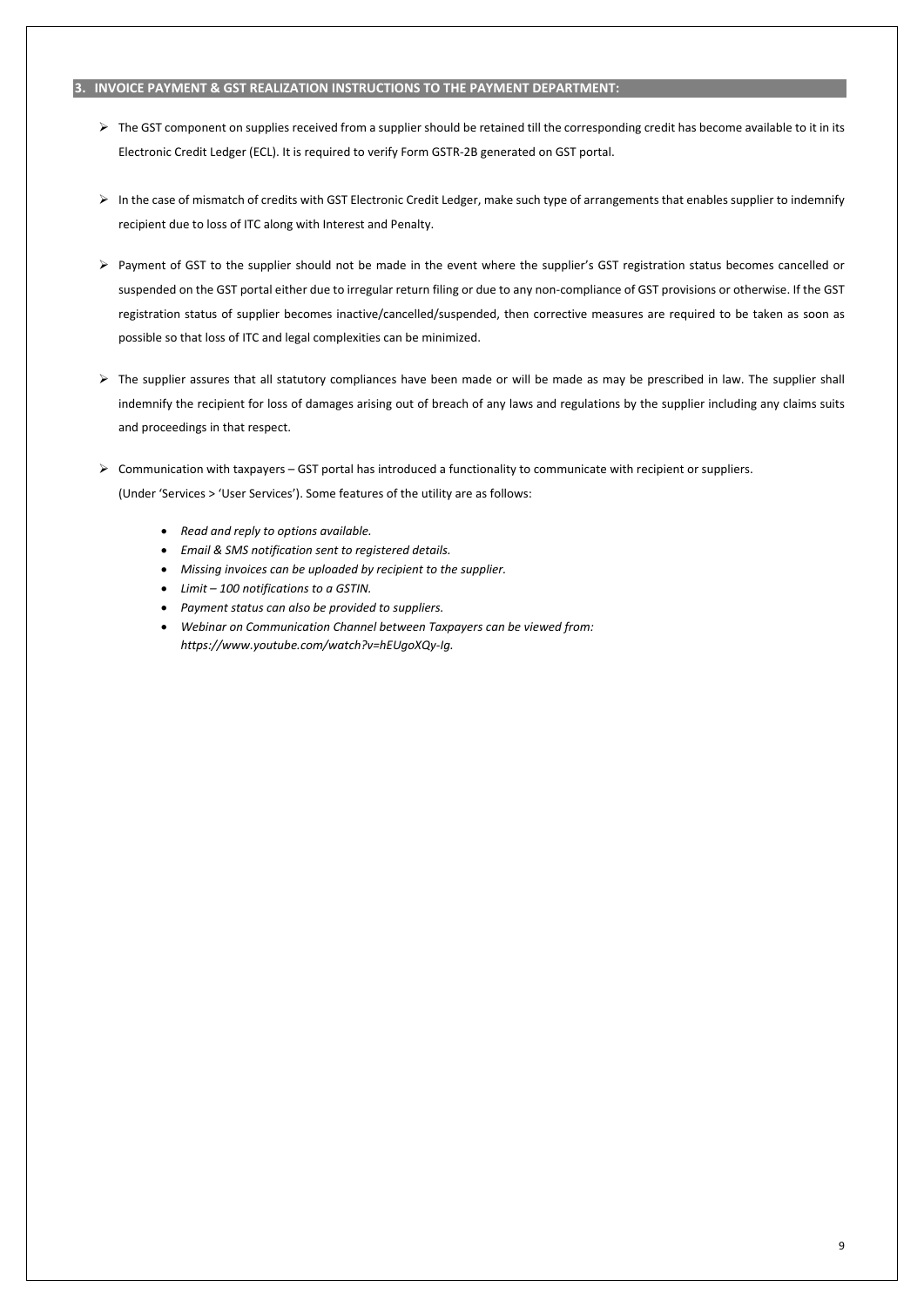## 3. INVOICE PAYMENT & GST REALIZATION INSTRUCTIONS TO THE PAYMENT DEPARTMENT:

- The GST component on supplies received from a supplier should be retained till the corresponding credit has become available to it in its Electronic Credit Ledger (ECL). It is required to verify Form GSTR-2B generated on GST portal.

- In the case of mismatch of credits with GST Electronic Credit Ledger, make such type of arrangements that enables supplier to indemnify recipient due to loss of ITC along with Interest and Penalty.

- Payment of GST to the supplier should not be made in the event where the supplier's GST registration status becomes cancelled or suspended on the GST portal either due to irregular return filing or due to any non-compliance of GST provisions or otherwise. If the GST registration status of supplier becomes inactive/cancelled/suspended, then corrective measures are required to be taken as soon as possible so that loss of ITC and legal complexities can be minimized.

- The supplier assures that all statutory compliances have been made or will be made as may be prescribed in law. The supplier shall indemnify the recipient for loss of damages arising out of breach of any laws and regulations by the supplier including any claims suits and proceedings in that respect.

- Communication with taxpayers – GST portal has introduced a functionality to communicate with recipient or suppliers. (Under 'Services > 'User Services'). Some features of the utility are as follows:

  - *Read and reply to options available.*
  - *Email & SMS notification sent to registered details.*
  - *Missing invoices can be uploaded by recipient to the supplier.*
  - *Limit – 100 notifications to a GSTIN.*
  - *Payment status can also be provided to suppliers.*
  - *Webinar on Communication Channel between Taxpayers can be viewed from: https://www.youtube.com/watch?v=hEUgoXQy-Ig.*